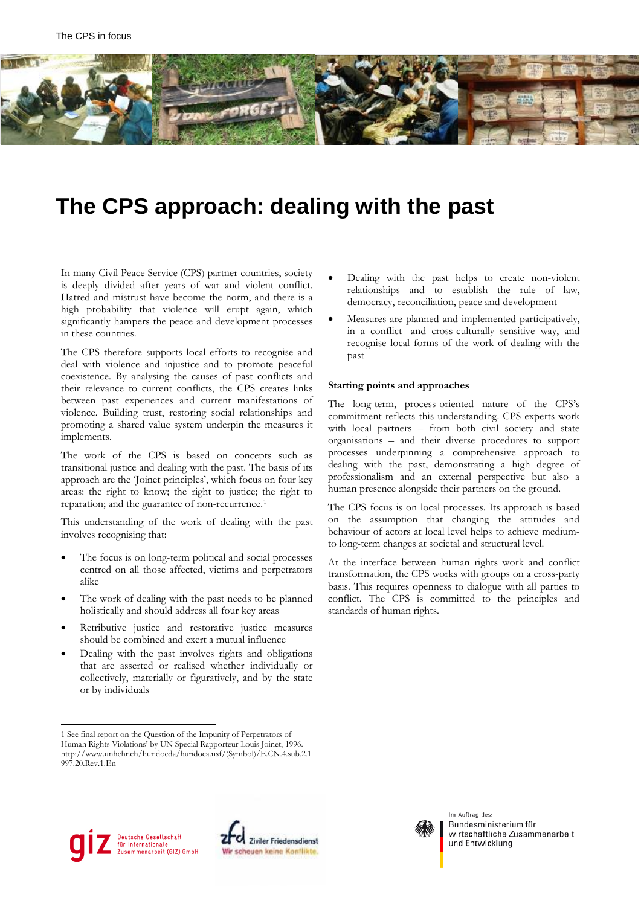# The CPS approach: dealing with the past

In many Civil Peace Service (CPS) partner countries, society is deeply divided after years of war and violent conflict. Hatred and mistrust have become the norm, and there is a high probability that violence will erupt again, which significantly hampers the peace and development processes in these countries.

The CPS therefore supports local efforts to recognise and deal with violence and injustice and to promote peaceful coexistence. By analysing the causes of past conflicts and their relevance to current conflicts, the CPS creates links between past experiences and current manifestations of violence. Building trust, restoring social relationships and promoting a shared value system underpin the measures it implements.

The work of the CPS is based on concepts such as transitional justice and dealing with the past. The basis of its approach are the 'Joinet principles', which focus on four key areas: the right to know; the right to justice; the right to reparation; and the guarantee of non-recurrence.[1]

This understanding of the work of dealing with the past involves recognising that:

- The focus is on long-term political and social processes centred on all those affected, victims and perpetrators alike
- The work of dealing with the past needs to be planned holistically and should address all four key areas
- Retributive justice and restorative justice measures should be combined and exert a mutual influence
- Dealing with the past involves rights and obligations that are asserted or realised whether individually or collectively, materially or figuratively, and by the state or by individuals
- Dealing with the past helps to create non-violent relationships and to establish the rule of law, democracy, reconciliation, peace and development
- Measures are planned and implemented participatively, in a conflict- and cross-culturally sensitive way, and recognise local forms of the work of dealing with the past

### Starting points and approaches

The long-term, process-oriented nature of the CPS's commitment reflects this understanding. CPS experts work with local partners – from both civil society and state organisations – and their diverse procedures to support processes underpinning a comprehensive approach to dealing with the past, demonstrating a high degree of professionalism and an external perspective but also a human presence alongside their partners on the ground.

The CPS focus is on local processes. Its approach is based on the assumption that changing the attitudes and behaviour of actors at local level helps to achieve medium- to long-term changes at societal and structural level.

At the interface between human rights work and conflict transformation, the CPS works with groups on a cross-party basis. This requires openness to dialogue with all parties to conflict. The CPS is committed to the principles and standards of human rights.

---

1 See final report on the Question of the Impunity of Perpetrators of Human Rights Violations' by UN Special Rapporteur Louis Joinet, 1996. http://www.unhchr.ch/huridocda/huridoca.nsf/(Symbol)/E.CN.4.sub.2.1997.20.Rev.1.En

giz Deutsche Gesellschaft für Internationale Zusammenarbeit (GIZ) GmbH

zfd Ziviler Friedensdienst – Wir scheuen keine Konflikte.

Im Auftrag des: Bundesministerium für wirtschaftliche Zusammenarbeit und Entwicklung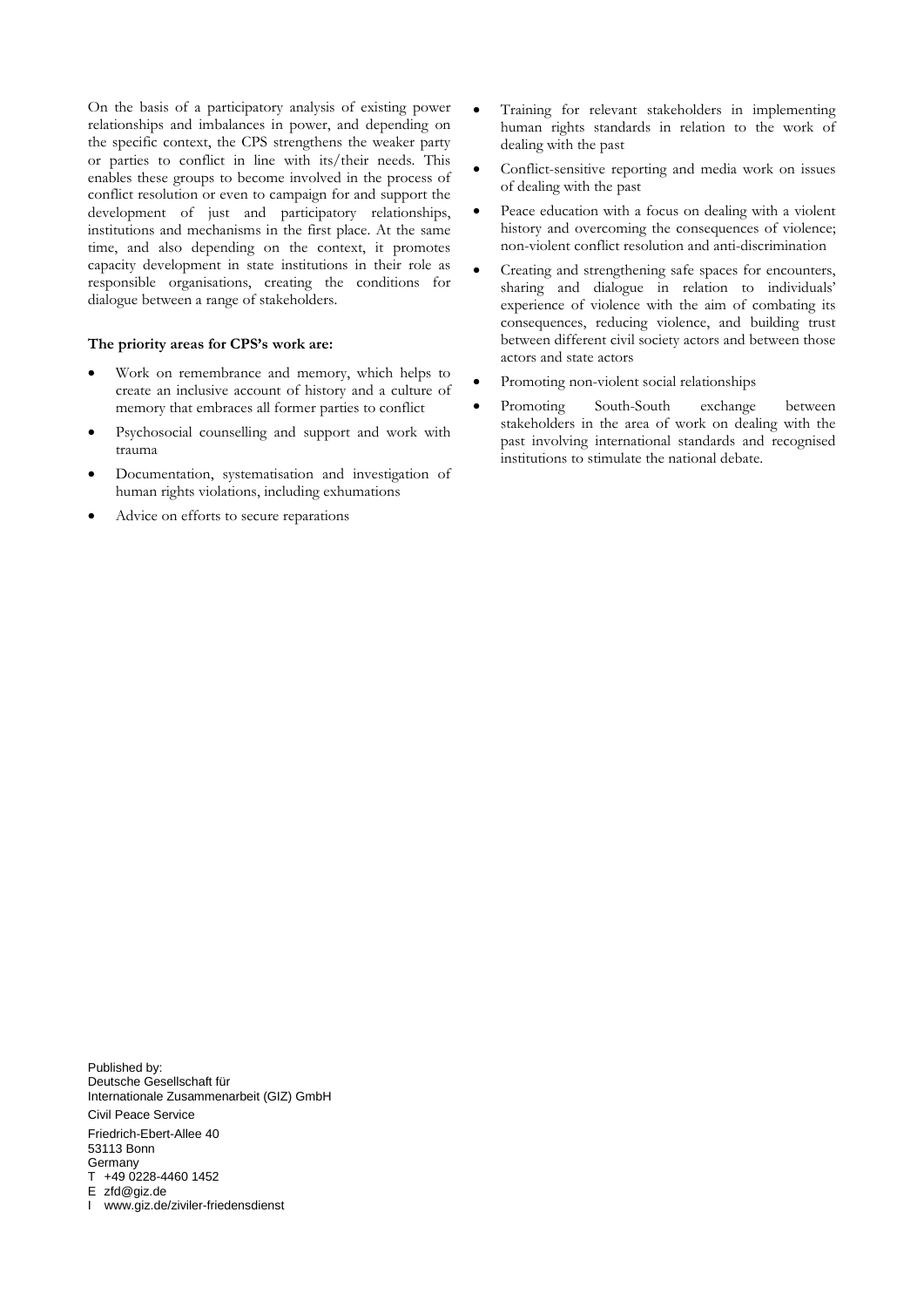On the basis of a participatory analysis of existing power relationships and imbalances in power, and depending on the specific context, the CPS strengthens the weaker party or parties to conflict in line with its/their needs. This enables these groups to become involved in the process of conflict resolution or even to campaign for and support the development of just and participatory relationships, institutions and mechanisms in the first place. At the same time, and also depending on the context, it promotes capacity development in state institutions in their role as responsible organisations, creating the conditions for dialogue between a range of stakeholders.

**The priority areas for CPS's work are:**

- Work on remembrance and memory, which helps to create an inclusive account of history and a culture of memory that embraces all former parties to conflict
- Psychosocial counselling and support and work with trauma
- Documentation, systematisation and investigation of human rights violations, including exhumations
- Advice on efforts to secure reparations
- Training for relevant stakeholders in implementing human rights standards in relation to the work of dealing with the past
- Conflict-sensitive reporting and media work on issues of dealing with the past
- Peace education with a focus on dealing with a violent history and overcoming the consequences of violence; non-violent conflict resolution and anti-discrimination
- Creating and strengthening safe spaces for encounters, sharing and dialogue in relation to individuals' experience of violence with the aim of combating its consequences, reducing violence, and building trust between different civil society actors and between those actors and state actors
- Promoting non-violent social relationships
- Promoting South-South exchange between stakeholders in the area of work on dealing with the past involving international standards and recognised institutions to stimulate the national debate.

Published by:
Deutsche Gesellschaft für
Internationale Zusammenarbeit (GIZ) GmbH

Civil Peace Service

Friedrich-Ebert-Allee 40
53113 Bonn
Germany
T +49 0228-4460 1452
E zfd@giz.de
I www.giz.de/ziviler-friedensdienst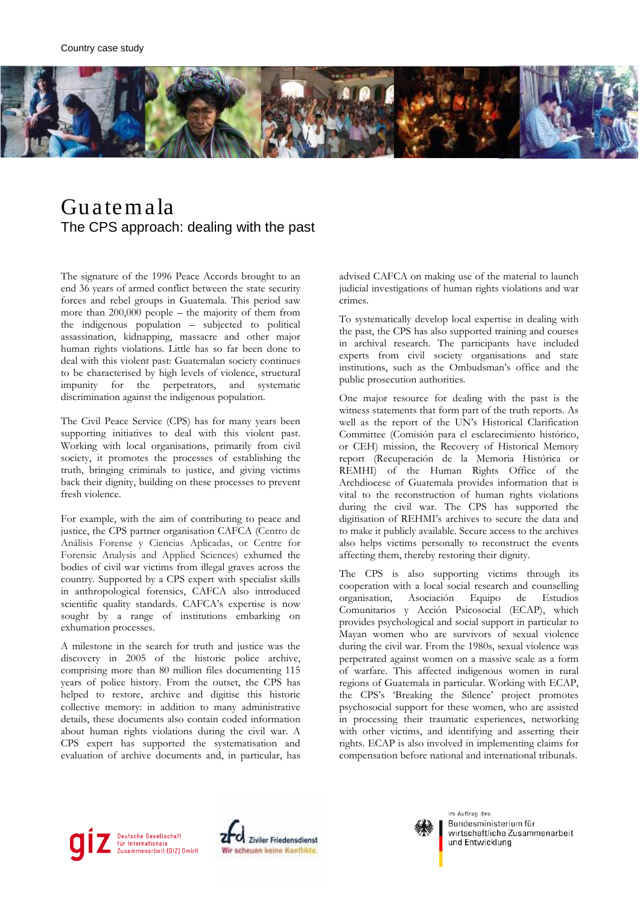Country case study

# Guatemala

## The CPS approach: dealing with the past

The signature of the 1996 Peace Accords brought to an end 36 years of armed conflict between the state security forces and rebel groups in Guatemala. This period saw more than 200,000 people – the majority of them from the indigenous population – subjected to political assassination, kidnapping, massacre and other major human rights violations. Little has so far been done to deal with this violent past: Guatemalan society continues to be characterised by high levels of violence, structural impunity for the perpetrators, and systematic discrimination against the indigenous population.

The Civil Peace Service (CPS) has for many years been supporting initiatives to deal with this violent past. Working with local organisations, primarily from civil society, it promotes the processes of establishing the truth, bringing criminals to justice, and giving victims back their dignity, building on these processes to prevent fresh violence.

For example, with the aim of contributing to peace and justice, the CPS partner organisation CAFCA (Centro de Análisis Forense y Ciencias Aplicadas, or Centre for Forensic Analysis and Applied Sciences) exhumed the bodies of civil war victims from illegal graves across the country. Supported by a CPS expert with specialist skills in anthropological forensics, CAFCA also introduced scientific quality standards. CAFCA's expertise is now sought by a range of institutions embarking on exhumation processes.

A milestone in the search for truth and justice was the discovery in 2005 of the historic police archive, comprising more than 80 million files documenting 115 years of police history. From the outset, the CPS has helped to restore, archive and digitise this historic collective memory: in addition to many administrative details, these documents also contain coded information about human rights violations during the civil war. A CPS expert has supported the systematisation and evaluation of archive documents and, in particular, has advised CAFCA on making use of the material to launch judicial investigations of human rights violations and war crimes.

To systematically develop local expertise in dealing with the past, the CPS has also supported training and courses in archival research. The participants have included experts from civil society organisations and state institutions, such as the Ombudsman's office and the public prosecution authorities.

One major resource for dealing with the past is the witness statements that form part of the truth reports. As well as the report of the UN's Historical Clarification Committee (Comisión para el esclarecimiento histórico, or CEH) mission, the Recovery of Historical Memory report (Recuperación de la Memoria Histórica or REMHI) of the Human Rights Office of the Archdiocese of Guatemala provides information that is vital to the reconstruction of human rights violations during the civil war. The CPS has supported the digitisation of REHMI's archives to secure the data and to make it publicly available. Secure access to the archives also helps victims personally to reconstruct the events affecting them, thereby restoring their dignity.

The CPS is also supporting victims through its cooperation with a local social research and counselling organisation, Asociación Equipo de Estudios Comunitarios y Acción Psicosocial (ECAP), which provides psychological and social support in particular to Mayan women who are survivors of sexual violence during the civil war. From the 1980s, sexual violence was perpetrated against women on a massive scale as a form of warfare. This affected indigenous women in rural regions of Guatemala in particular. Working with ECAP, the CPS's 'Breaking the Silence' project promotes psychosocial support for these women, who are assisted in processing their traumatic experiences, networking with other victims, and identifying and asserting their rights. ECAP is also involved in implementing claims for compensation before national and international tribunals.

giz Deutsche Gesellschaft für Internationale Zusammenarbeit (GIZ) GmbH

zfd Ziviler Friedensdienst – Wir scheuen keine Konflikte.

Im Auftrag des: Bundesministerium für wirtschaftliche Zusammenarbeit und Entwicklung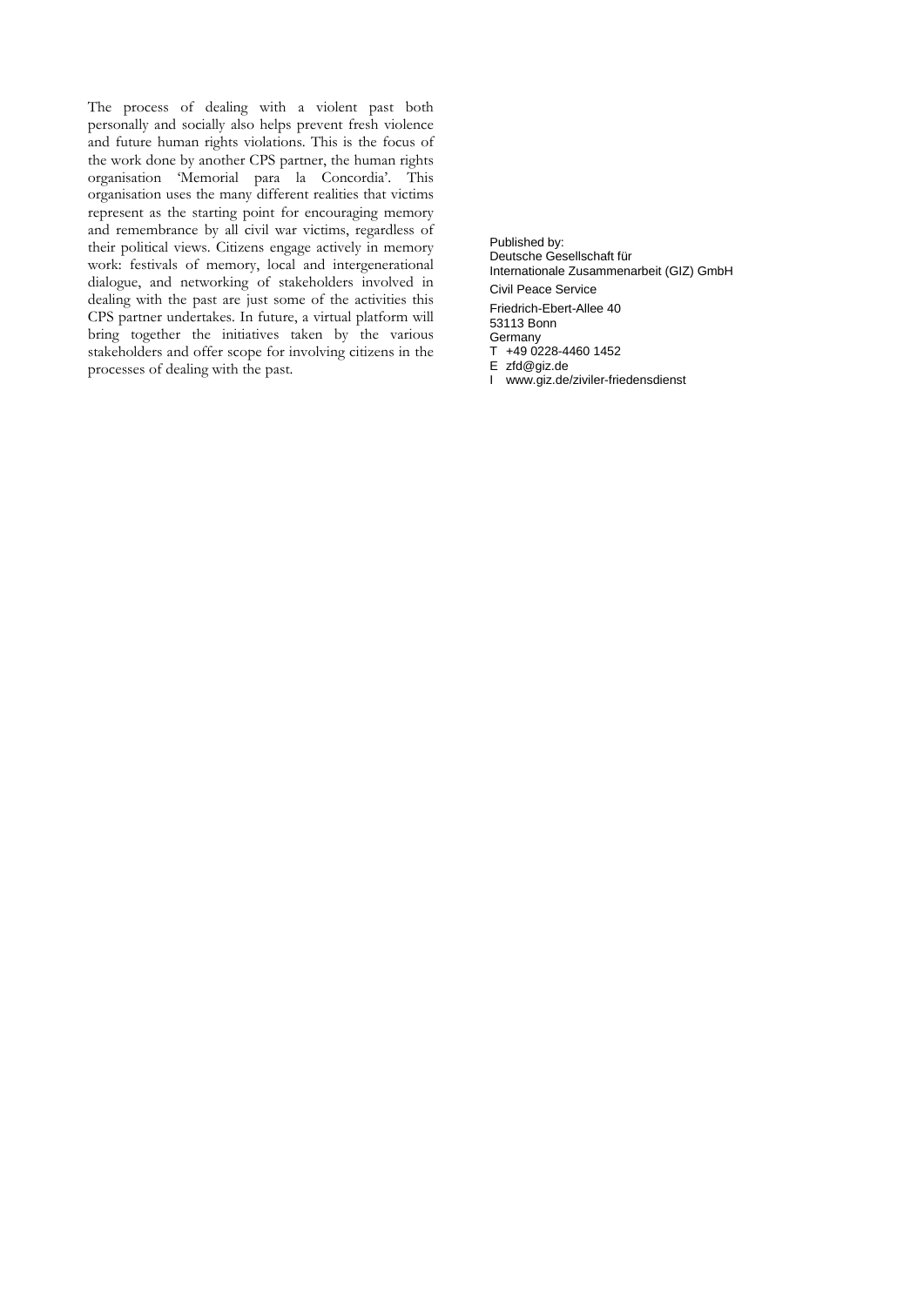The process of dealing with a violent past both personally and socially also helps prevent fresh violence and future human rights violations. This is the focus of the work done by another CPS partner, the human rights organisation 'Memorial para la Concordia'. This organisation uses the many different realities that victims represent as the starting point for encouraging memory and remembrance by all civil war victims, regardless of their political views. Citizens engage actively in memory work: festivals of memory, local and intergenerational dialogue, and networking of stakeholders involved in dealing with the past are just some of the activities this CPS partner undertakes. In future, a virtual platform will bring together the initiatives taken by the various stakeholders and offer scope for involving citizens in the processes of dealing with the past.

Published by:
Deutsche Gesellschaft für
Internationale Zusammenarbeit (GIZ) GmbH

Civil Peace Service

Friedrich-Ebert-Allee 40
53113 Bonn
Germany
T +49 0228-4460 1452
E zfd@giz.de
I www.giz.de/ziviler-friedensdienst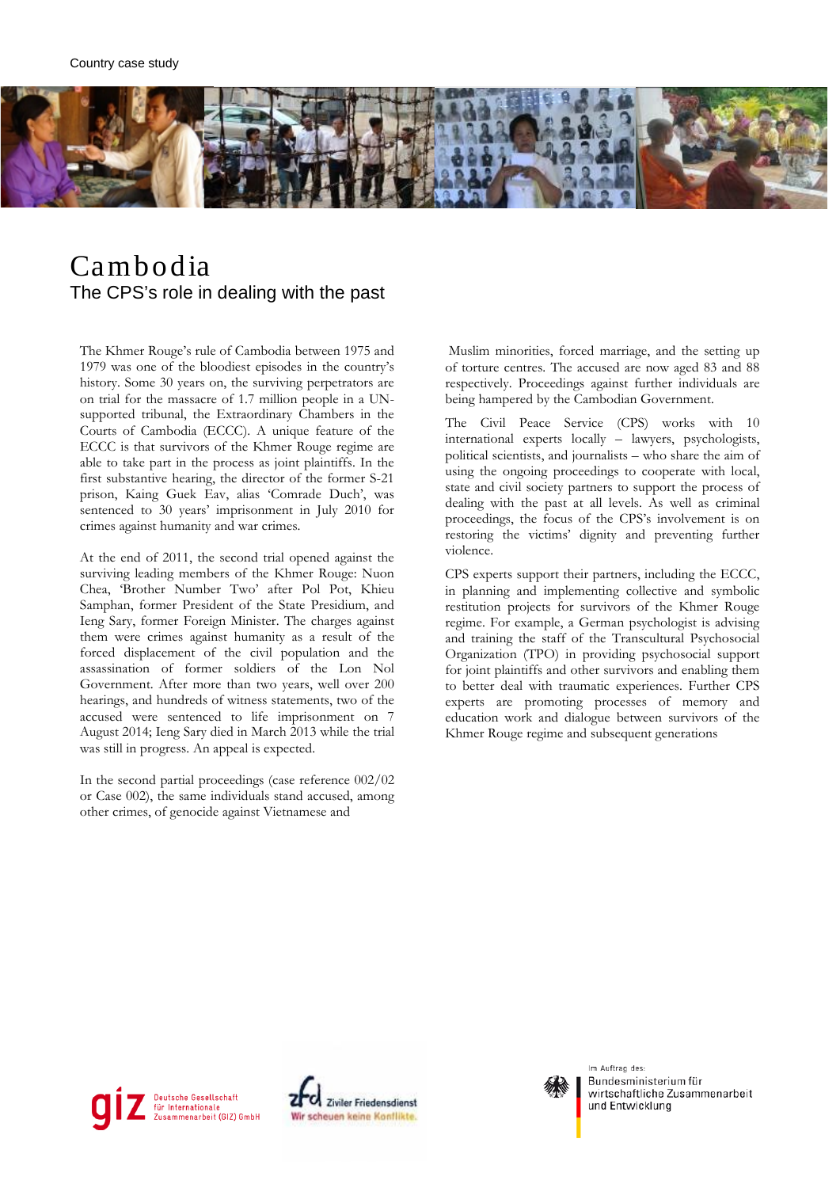Country case study

# Cambodia

## The CPS's role in dealing with the past

The Khmer Rouge's rule of Cambodia between 1975 and 1979 was one of the bloodiest episodes in the country's history. Some 30 years on, the surviving perpetrators are on trial for the massacre of 1.7 million people in a UN-supported tribunal, the Extraordinary Chambers in the Courts of Cambodia (ECCC). A unique feature of the ECCC is that survivors of the Khmer Rouge regime are able to take part in the process as joint plaintiffs. In the first substantive hearing, the director of the former S-21 prison, Kaing Guek Eav, alias 'Comrade Duch', was sentenced to 30 years' imprisonment in July 2010 for crimes against humanity and war crimes.

At the end of 2011, the second trial opened against the surviving leading members of the Khmer Rouge: Nuon Chea, 'Brother Number Two' after Pol Pot, Khieu Samphan, former President of the State Presidium, and Ieng Sary, former Foreign Minister. The charges against them were crimes against humanity as a result of the forced displacement of the civil population and the assassination of former soldiers of the Lon Nol Government. After more than two years, well over 200 hearings, and hundreds of witness statements, two of the accused were sentenced to life imprisonment on 7 August 2014; Ieng Sary died in March 2013 while the trial was still in progress. An appeal is expected.

In the second partial proceedings (case reference 002/02 or Case 002), the same individuals stand accused, among other crimes, of genocide against Vietnamese and Muslim minorities, forced marriage, and the setting up of torture centres. The accused are now aged 83 and 88 respectively. Proceedings against further individuals are being hampered by the Cambodian Government.

The Civil Peace Service (CPS) works with 10 international experts locally – lawyers, psychologists, political scientists, and journalists – who share the aim of using the ongoing proceedings to cooperate with local, state and civil society partners to support the process of dealing with the past at all levels. As well as criminal proceedings, the focus of the CPS's involvement is on restoring the victims' dignity and preventing further violence.

CPS experts support their partners, including the ECCC, in planning and implementing collective and symbolic restitution projects for survivors of the Khmer Rouge regime. For example, a German psychologist is advising and training the staff of the Transcultural Psychosocial Organization (TPO) in providing psychosocial support for joint plaintiffs and other survivors and enabling them to better deal with traumatic experiences. Further CPS experts are promoting processes of memory and education work and dialogue between survivors of the Khmer Rouge regime and subsequent generations

giz Deutsche Gesellschaft für Internationale Zusammenarbeit (GIZ) GmbH

zfd Ziviler Friedensdienst – Wir scheuen keine Konflikte.

Im Auftrag des: Bundesministerium für wirtschaftliche Zusammenarbeit und Entwicklung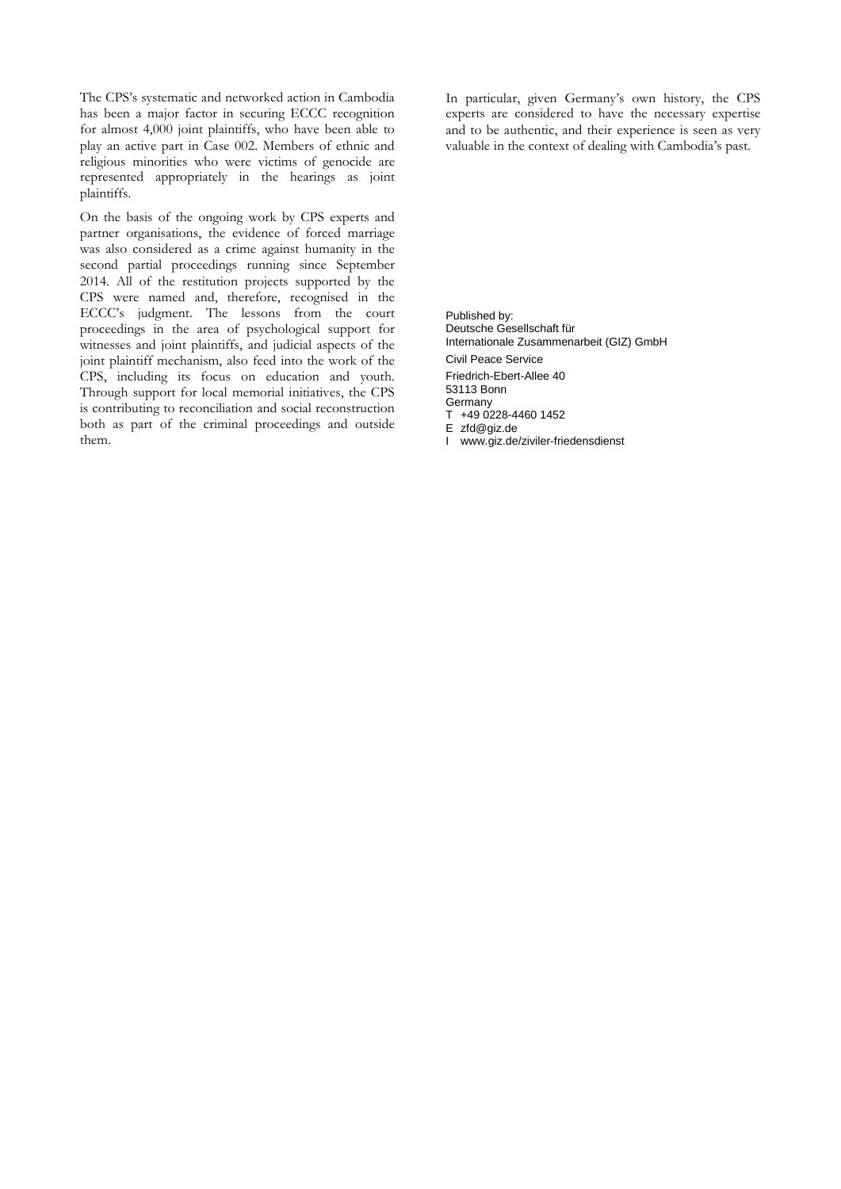The CPS's systematic and networked action in Cambodia has been a major factor in securing ECCC recognition for almost 4,000 joint plaintiffs, who have been able to play an active part in Case 002. Members of ethnic and religious minorities who were victims of genocide are represented appropriately in the hearings as joint plaintiffs.

On the basis of the ongoing work by CPS experts and partner organisations, the evidence of forced marriage was also considered as a crime against humanity in the second partial proceedings running since September 2014. All of the restitution projects supported by the CPS were named and, therefore, recognised in the ECCC's judgment. The lessons from the court proceedings in the area of psychological support for witnesses and joint plaintiffs, and judicial aspects of the joint plaintiff mechanism, also feed into the work of the CPS, including its focus on education and youth. Through support for local memorial initiatives, the CPS is contributing to reconciliation and social reconstruction both as part of the criminal proceedings and outside them.

In particular, given Germany's own history, the CPS experts are considered to have the necessary expertise and to be authentic, and their experience is seen as very valuable in the context of dealing with Cambodia's past.

Published by:
Deutsche Gesellschaft für
Internationale Zusammenarbeit (GIZ) GmbH

Civil Peace Service

Friedrich-Ebert-Allee 40
53113 Bonn
Germany
T +49 0228-4460 1452
E zfd@giz.de
I www.giz.de/ziviler-friedensdienst